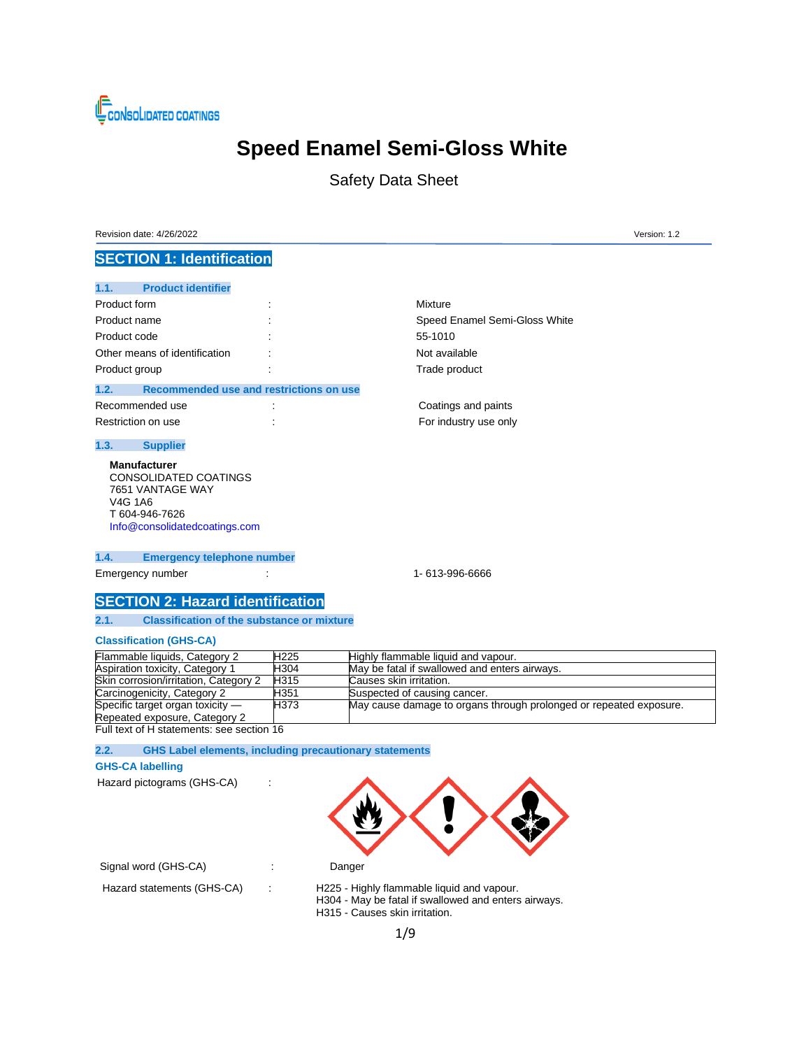CONSOLIDATED COATINGS

# Speed Enamel Semi-Gloss White

Safety Data Sheet

Revision date: 4/26/2022 Version: 1.2

## SECTION 1: Identification

### 1.1. Product identifier

| | | |
|---|---|---|
| Product form | : | Mixture |
| Product name | : | Speed Enamel Semi-Gloss White |
| Product code | : | 55-1010 |
| Other means of identification | : | Not available |
| Product group | : | Trade product |

### 1.2. Recommended use and restrictions on use

| | | |
|---|---|---|
| Recommended use | : | Coatings and paints |
| Restriction on use | : | For industry use only |

### 1.3. Supplier

**Manufacturer**
CONSOLIDATED COATINGS
7651 VANTAGE WAY
V4G 1A6
T 604-946-7626
Info@consolidatedcoatings.com

### 1.4. Emergency telephone number

| | | |
|---|---|---|
| Emergency number | : | 1- 613-996-6666 |

## SECTION 2: Hazard identification

### 2.1. Classification of the substance or mixture

**Classification (GHS-CA)**

| | | |
|---|---|---|
| Flammable liquids, Category 2 | H225 | Highly flammable liquid and vapour. |
| Aspiration toxicity, Category 1 | H304 | May be fatal if swallowed and enters airways. |
| Skin corrosion/irritation, Category 2 | H315 | Causes skin irritation. |
| Carcinogenicity, Category 2 | H351 | Suspected of causing cancer. |
| Specific target organ toxicity — Repeated exposure, Category 2 | H373 | May cause damage to organs through prolonged or repeated exposure. |

Full text of H statements: see section 16

### 2.2. GHS Label elements, including precautionary statements

**GHS-CA labelling**

Hazard pictograms (GHS-CA) :

Signal word (GHS-CA) : Danger

Hazard statements (GHS-CA) : H225 - Highly flammable liquid and vapour.
H304 - May be fatal if swallowed and enters airways.
H315 - Causes skin irritation.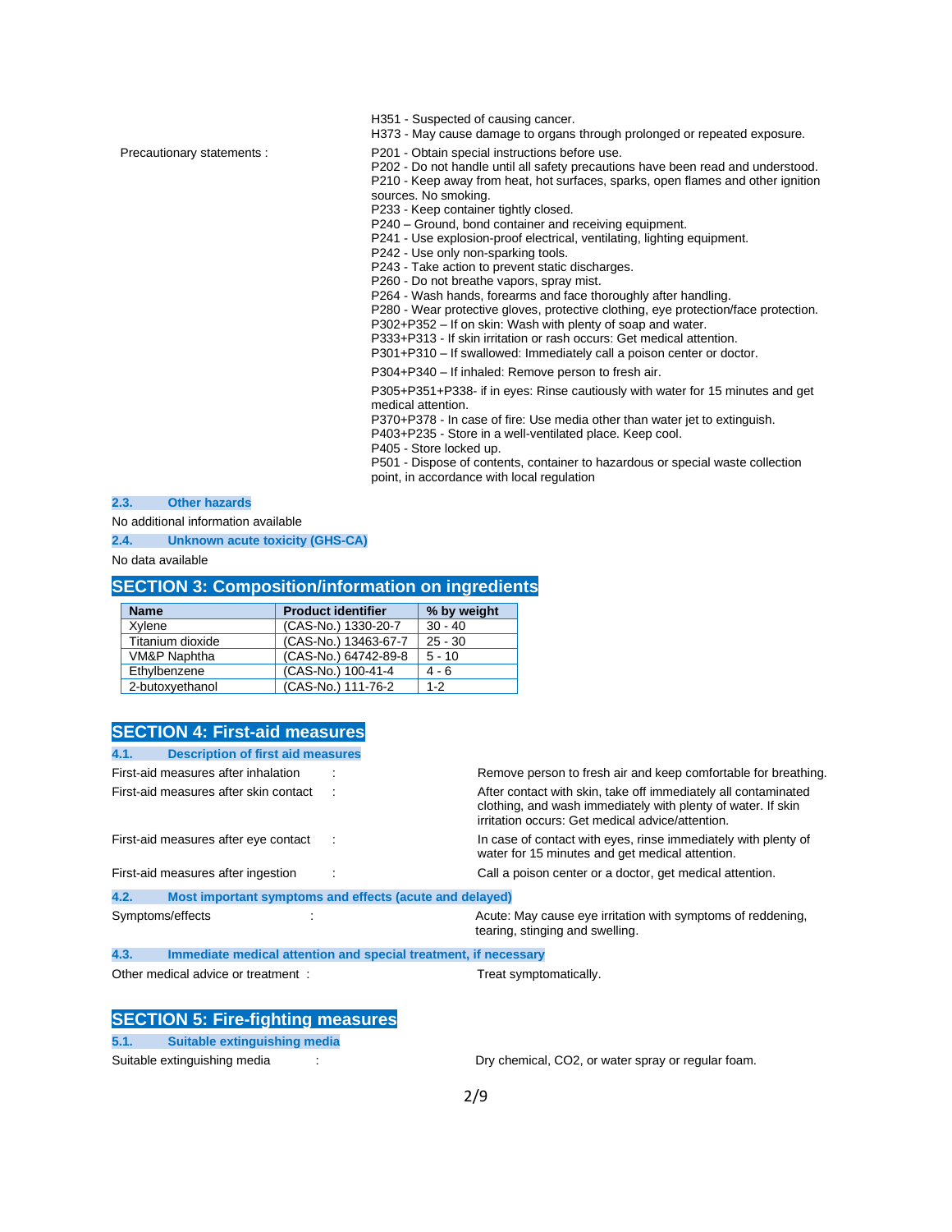H351 - Suspected of causing cancer.
H373 - May cause damage to organs through prolonged or repeated exposure.

Precautionary statements :

P201 - Obtain special instructions before use.
P202 - Do not handle until all safety precautions have been read and understood.
P210 - Keep away from heat, hot surfaces, sparks, open flames and other ignition sources. No smoking.
P233 - Keep container tightly closed.
P240 – Ground, bond container and receiving equipment.
P241 - Use explosion-proof electrical, ventilating, lighting equipment.
P242 - Use only non-sparking tools.
P243 - Take action to prevent static discharges.
P260 - Do not breathe vapors, spray mist.
P264 - Wash hands, forearms and face thoroughly after handling.
P280 - Wear protective gloves, protective clothing, eye protection/face protection.
P302+P352 – If on skin: Wash with plenty of soap and water.
P333+P313 - If skin irritation or rash occurs: Get medical attention.
P301+P310 – If swallowed: Immediately call a poison center or doctor.
P304+P340 – If inhaled: Remove person to fresh air.
P305+P351+P338- if in eyes: Rinse cautiously with water for 15 minutes and get medical attention.
P370+P378 - In case of fire: Use media other than water jet to extinguish.
P403+P235 - Store in a well-ventilated place. Keep cool.
P405 - Store locked up.
P501 - Dispose of contents, container to hazardous or special waste collection point, in accordance with local regulation

### 2.3. Other hazards

No additional information available

### 2.4. Unknown acute toxicity (GHS-CA)

No data available

## SECTION 3: Composition/information on ingredients

| Name | Product identifier | % by weight |
|---|---|---|
| Xylene | (CAS-No.) 1330-20-7 | 30 - 40 |
| Titanium dioxide | (CAS-No.) 13463-67-7 | 25 - 30 |
| VM&P Naphtha | (CAS-No.) 64742-89-8 | 5 - 10 |
| Ethylbenzene | (CAS-No.) 100-41-4 | 4 - 6 |
| 2-butoxyethanol | (CAS-No.) 111-76-2 | 1-2 |

## SECTION 4: First-aid measures

### 4.1. Description of first aid measures

First-aid measures after inhalation : Remove person to fresh air and keep comfortable for breathing.

First-aid measures after skin contact : After contact with skin, take off immediately all contaminated clothing, and wash immediately with plenty of water. If skin irritation occurs: Get medical advice/attention.

First-aid measures after eye contact : In case of contact with eyes, rinse immediately with plenty of water for 15 minutes and get medical attention.

First-aid measures after ingestion : Call a poison center or a doctor, get medical attention.

### 4.2. Most important symptoms and effects (acute and delayed)

Symptoms/effects : Acute: May cause eye irritation with symptoms of reddening, tearing, stinging and swelling.

### 4.3. Immediate medical attention and special treatment, if necessary

Other medical advice or treatment : Treat symptomatically.

## SECTION 5: Fire-fighting measures

### 5.1. Suitable extinguishing media

Suitable extinguishing media : Dry chemical, $CO_2$, or water spray or regular foam.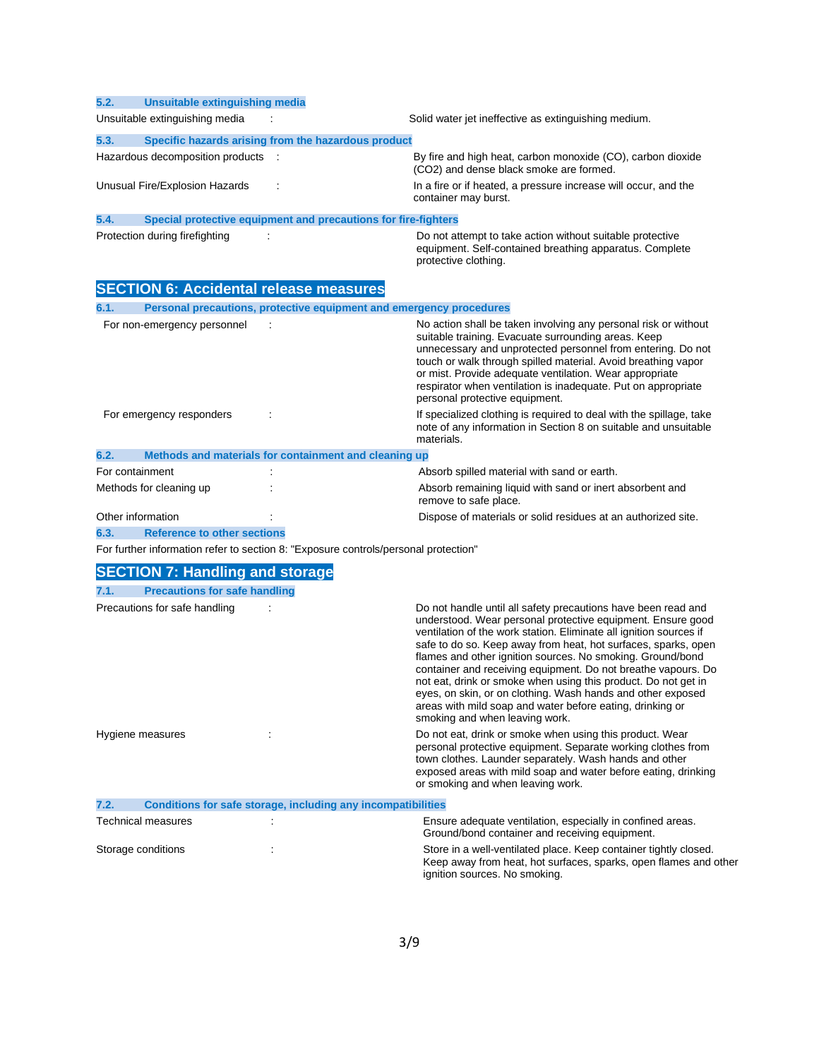### 5.2. Unsuitable extinguishing media

| | |
|---|---|
| Unsuitable extinguishing media : | Solid water jet ineffective as extinguishing medium. |

### 5.3. Specific hazards arising from the hazardous product

| | |
|---|---|
| Hazardous decomposition products : | By fire and high heat, carbon monoxide (CO), carbon dioxide ($CO_2$) and dense black smoke are formed. |
| Unusual Fire/Explosion Hazards : | In a fire or if heated, a pressure increase will occur, and the container may burst. |

### 5.4. Special protective equipment and precautions for fire-fighters

| | |
|---|---|
| Protection during firefighting : | Do not attempt to take action without suitable protective equipment. Self-contained breathing apparatus. Complete protective clothing. |

## SECTION 6: Accidental release measures

### 6.1. Personal precautions, protective equipment and emergency procedures

| | |
|---|---|
| For non-emergency personnel : | No action shall be taken involving any personal risk or without suitable training. Evacuate surrounding areas. Keep unnecessary and unprotected personnel from entering. Do not touch or walk through spilled material. Avoid breathing vapor or mist. Provide adequate ventilation. Wear appropriate respirator when ventilation is inadequate. Put on appropriate personal protective equipment. |
| For emergency responders : | If specialized clothing is required to deal with the spillage, take note of any information in Section 8 on suitable and unsuitable materials. |

### 6.2. Methods and materials for containment and cleaning up

| | |
|---|---|
| For containment : | Absorb spilled material with sand or earth. |
| Methods for cleaning up : | Absorb remaining liquid with sand or inert absorbent and remove to safe place. |
| Other information : | Dispose of materials or solid residues at an authorized site. |

### 6.3. Reference to other sections

For further information refer to section 8: "Exposure controls/personal protection"

## SECTION 7: Handling and storage

### 7.1. Precautions for safe handling

| | |
|---|---|
| Precautions for safe handling : | Do not handle until all safety precautions have been read and understood. Wear personal protective equipment. Ensure good ventilation of the work station. Eliminate all ignition sources if safe to do so. Keep away from heat, hot surfaces, sparks, open flames and other ignition sources. No smoking. Ground/bond container and receiving equipment. Do not breathe vapours. Do not eat, drink or smoke when using this product. Do not get in eyes, on skin, or on clothing. Wash hands and other exposed areas with mild soap and water before eating, drinking or smoking and when leaving work. |
| Hygiene measures : | Do not eat, drink or smoke when using this product. Wear personal protective equipment. Separate working clothes from town clothes. Launder separately. Wash hands and other exposed areas with mild soap and water before eating, drinking or smoking and when leaving work. |

### 7.2. Conditions for safe storage, including any incompatibilities

| | |
|---|---|
| Technical measures : | Ensure adequate ventilation, especially in confined areas. Ground/bond container and receiving equipment. |
| Storage conditions : | Store in a well-ventilated place. Keep container tightly closed. Keep away from heat, hot surfaces, sparks, open flames and other ignition sources. No smoking. |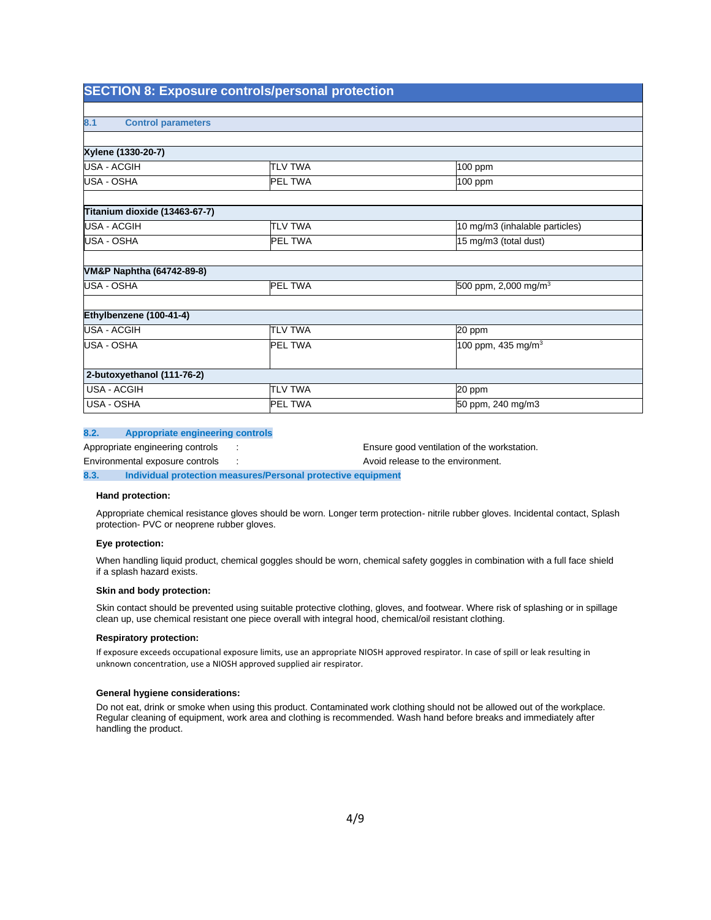## SECTION 8: Exposure controls/personal protection

### 8.1 Control parameters

| Xylene (1330-20-7) | | |
|---|---|---|
| USA - ACGIH | TLV TWA | 100 ppm |
| USA - OSHA | PEL TWA | 100 ppm |

| Titanium dioxide (13463-67-7) | | |
|---|---|---|
| USA - ACGIH | TLV TWA | 10 mg/m3 (inhalable particles) |
| USA - OSHA | PEL TWA | 15 mg/m3 (total dust) |

| VM&P Naphtha (64742-89-8) | | |
|---|---|---|
| USA - OSHA | PEL TWA | 500 ppm, 2,000 mg/m$^3$ |

| Ethylbenzene (100-41-4) | | |
|---|---|---|
| USA - ACGIH | TLV TWA | 20 ppm |
| USA - OSHA | PEL TWA | 100 ppm, 435 mg/m$^3$ |

| 2-butoxyethanol (111-76-2) | | |
|---|---|---|
| USA - ACGIH | TLV TWA | 20 ppm |
| USA - OSHA | PEL TWA | 50 ppm, 240 mg/m3 |

### 8.2. Appropriate engineering controls

Appropriate engineering controls : Ensure good ventilation of the workstation.

Environmental exposure controls : Avoid release to the environment.

### 8.3. Individual protection measures/Personal protective equipment

**Hand protection:**

Appropriate chemical resistance gloves should be worn. Longer term protection- nitrile rubber gloves. Incidental contact, Splash protection- PVC or neoprene rubber gloves.

**Eye protection:**

When handling liquid product, chemical goggles should be worn, chemical safety goggles in combination with a full face shield if a splash hazard exists.

**Skin and body protection:**

Skin contact should be prevented using suitable protective clothing, gloves, and footwear. Where risk of splashing or in spillage clean up, use chemical resistant one piece overall with integral hood, chemical/oil resistant clothing.

**Respiratory protection:**

If exposure exceeds occupational exposure limits, use an appropriate NIOSH approved respirator. In case of spill or leak resulting in unknown concentration, use a NIOSH approved supplied air respirator.

**General hygiene considerations:**

Do not eat, drink or smoke when using this product. Contaminated work clothing should not be allowed out of the workplace. Regular cleaning of equipment, work area and clothing is recommended. Wash hand before breaks and immediately after handling the product.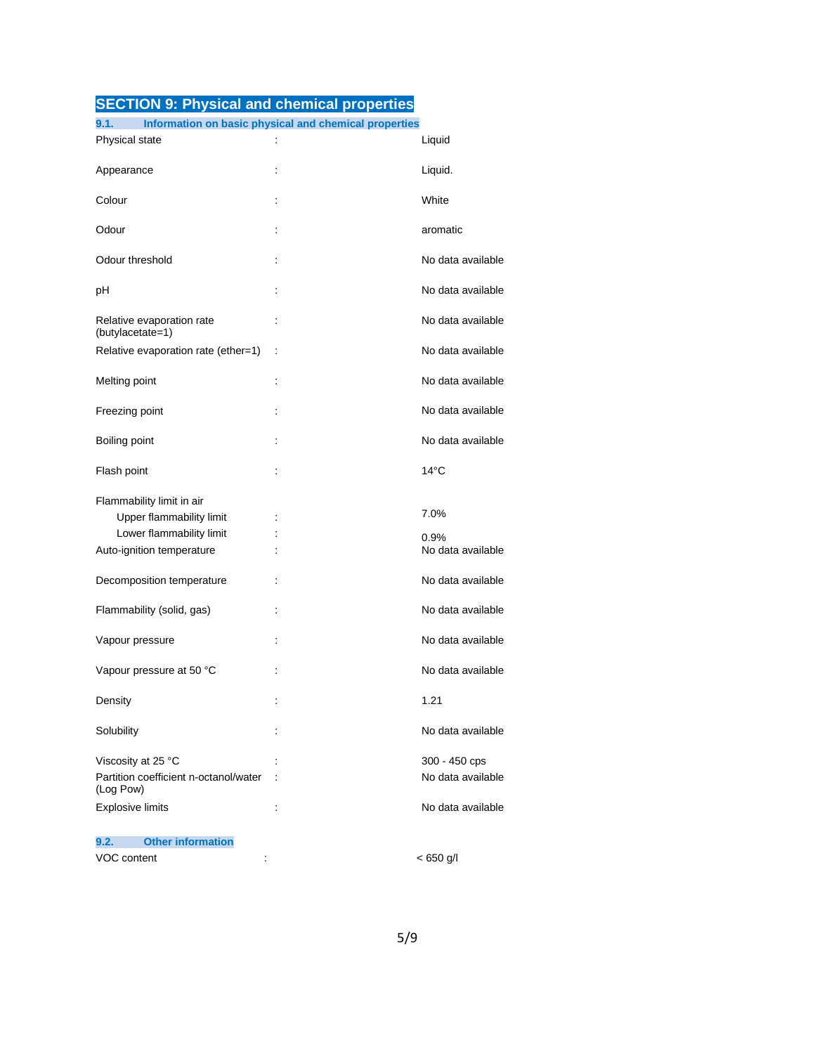## SECTION 9: Physical and chemical properties

### 9.1. Information on basic physical and chemical properties

| Property | | Value |
|---|---|---|
| Physical state | : | Liquid |
| Appearance | : | Liquid. |
| Colour | : | White |
| Odour | : | aromatic |
| Odour threshold | : | No data available |
| pH | : | No data available |
| Relative evaporation rate (butylacetate=1) | : | No data available |
| Relative evaporation rate (ether=1) | : | No data available |
| Melting point | : | No data available |
| Freezing point | : | No data available |
| Boiling point | : | No data available |
| Flash point | : | 14°C |
| Flammability limit in air | | |
| Upper flammability limit | : | 7.0% |
| Lower flammability limit | : | 0.9% |
| Auto-ignition temperature | : | No data available |
| Decomposition temperature | : | No data available |
| Flammability (solid, gas) | : | No data available |
| Vapour pressure | : | No data available |
| Vapour pressure at 50 °C | : | No data available |
| Density | : | 1.21 |
| Solubility | : | No data available |
| Viscosity at 25 °C | : | 300 - 450 cps |
| Partition coefficient n-octanol/water (Log Pow) | : | No data available |
| Explosive limits | : | No data available |

### 9.2. Other information

| Property | | Value |
|---|---|---|
| VOC content | : | < 650 g/l |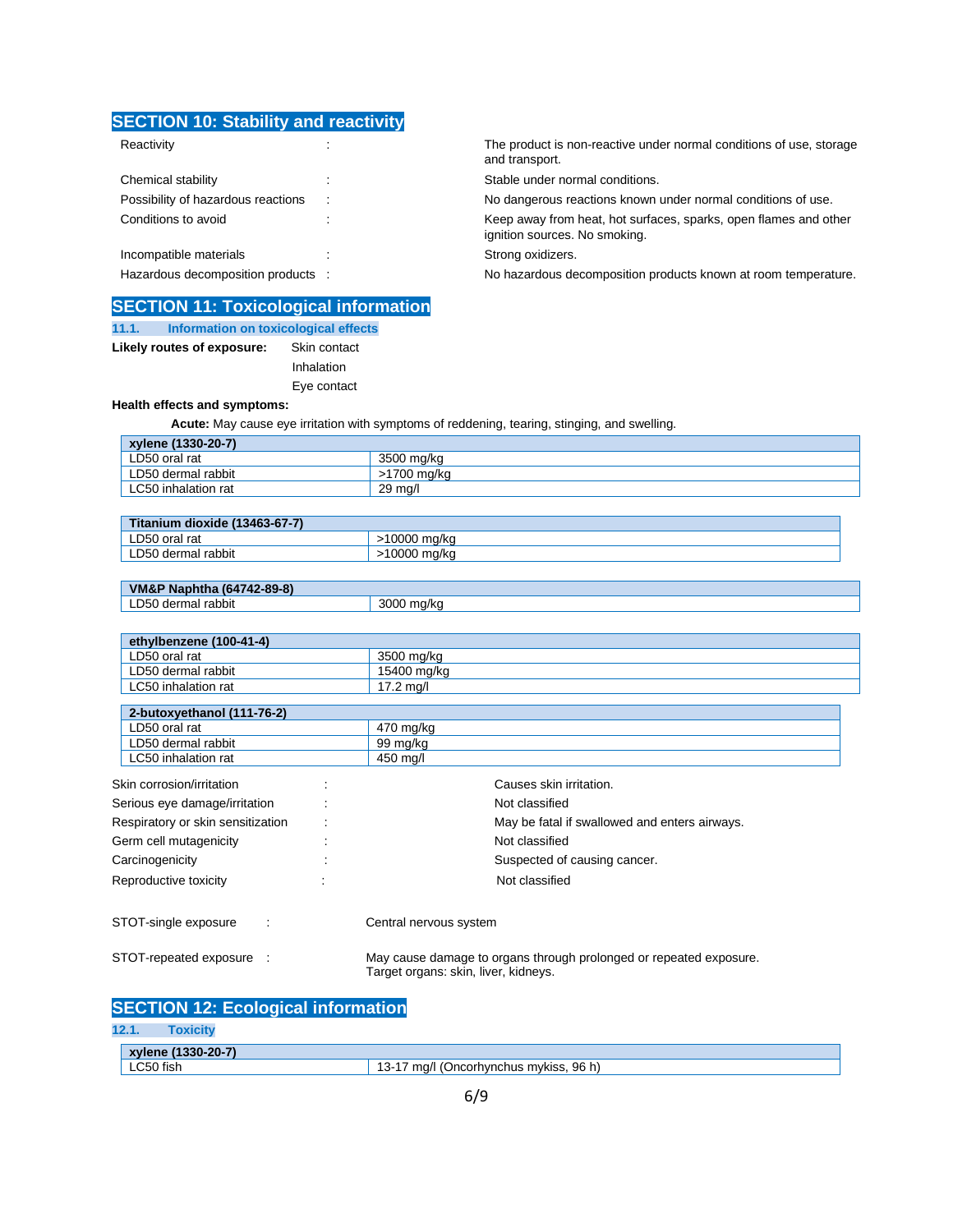## SECTION 10: Stability and reactivity

| | | |
|---|---|---|
| Reactivity | : | The product is non-reactive under normal conditions of use, storage and transport. |
| Chemical stability | : | Stable under normal conditions. |
| Possibility of hazardous reactions | : | No dangerous reactions known under normal conditions of use. |
| Conditions to avoid | : | Keep away from heat, hot surfaces, sparks, open flames and other ignition sources. No smoking. |
| Incompatible materials | : | Strong oxidizers. |
| Hazardous decomposition products | : | No hazardous decomposition products known at room temperature. |

## SECTION 11: Toxicological information

### 11.1. Information on toxicological effects

**Likely routes of exposure:** Skin contact
Inhalation
Eye contact

**Health effects and symptoms:**

**Acute:** May cause eye irritation with symptoms of reddening, tearing, stinging, and swelling.

| **xylene (1330-20-7)** | |
|---|---|
| LD50 oral rat | 3500 mg/kg |
| LD50 dermal rabbit | >1700 mg/kg |
| LC50 inhalation rat | 29 mg/l |

| **Titanium dioxide (13463-67-7)** | |
|---|---|
| LD50 oral rat | >10000 mg/kg |
| LD50 dermal rabbit | >10000 mg/kg |

| **VM&P Naphtha (64742-89-8)** | |
|---|---|
| LD50 dermal rabbit | 3000 mg/kg |

| **ethylbenzene (100-41-4)** | |
|---|---|
| LD50 oral rat | 3500 mg/kg |
| LD50 dermal rabbit | 15400 mg/kg |
| LC50 inhalation rat | 17.2 mg/l |

| **2-butoxyethanol (111-76-2)** | |
|---|---|
| LD50 oral rat | 470 mg/kg |
| LD50 dermal rabbit | 99 mg/kg |
| LC50 inhalation rat | 450 mg/l |

| | | |
|---|---|---|
| Skin corrosion/irritation | : | Causes skin irritation. |
| Serious eye damage/irritation | : | Not classified |
| Respiratory or skin sensitization | : | May be fatal if swallowed and enters airways. |
| Germ cell mutagenicity | : | Not classified |
| Carcinogenicity | : | Suspected of causing cancer. |
| Reproductive toxicity | : | Not classified |
| STOT-single exposure | : | Central nervous system |
| STOT-repeated exposure | : | May cause damage to organs through prolonged or repeated exposure. Target organs: skin, liver, kidneys. |

## SECTION 12: Ecological information

### 12.1. Toxicity

| **xylene (1330-20-7)** | |
|---|---|
| LC50 fish | 13-17 mg/l (Oncorhynchus mykiss, 96 h) |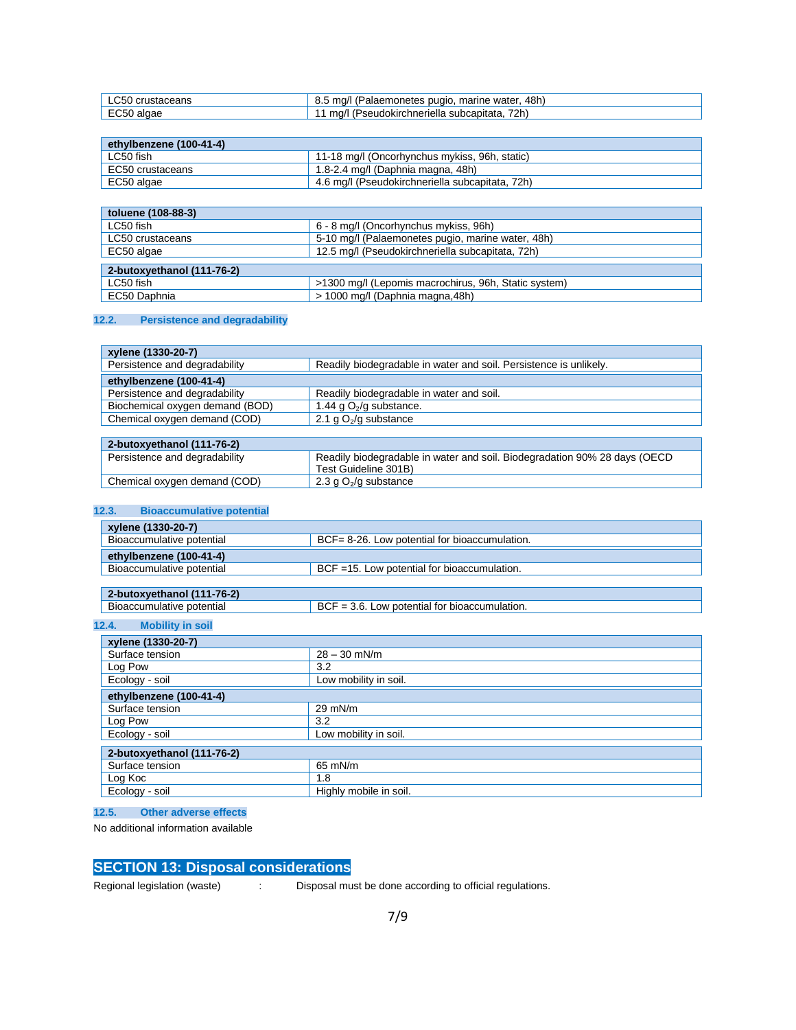| | |
|---|---|
| LC50 crustaceans | 8.5 mg/l (Palaemonetes pugio, marine water, 48h) |
| EC50 algae | 11 mg/l (Pseudokirchneriella subcapitata, 72h) |

| ethylbenzene (100-41-4) | |
|---|---|
| LC50 fish | 11-18 mg/l (Oncorhynchus mykiss, 96h, static) |
| EC50 crustaceans | 1.8-2.4 mg/l (Daphnia magna, 48h) |
| EC50 algae | 4.6 mg/l (Pseudokirchneriella subcapitata, 72h) |

| toluene (108-88-3) | |
|---|---|
| LC50 fish | 6 - 8 mg/l (Oncorhynchus mykiss, 96h) |
| LC50 crustaceans | 5-10 mg/l (Palaemonetes pugio, marine water, 48h) |
| EC50 algae | 12.5 mg/l (Pseudokirchneriella subcapitata, 72h) |

| 2-butoxyethanol (111-76-2) | |
|---|---|
| LC50 fish | >1300 mg/l (Lepomis macrochirus, 96h, Static system) |
| EC50 Daphnia | > 1000 mg/l (Daphnia magna,48h) |

### 12.2. Persistence and degradability

| xylene (1330-20-7) | |
|---|---|
| Persistence and degradability | Readily biodegradable in water and soil. Persistence is unlikely. |
| **ethylbenzene (100-41-4)** | |
| Persistence and degradability | Readily biodegradable in water and soil. |
| Biochemical oxygen demand (BOD) | 1.44 g $O_2$/g substance. |
| Chemical oxygen demand (COD) | 2.1 g $O_2$/g substance |

| 2-butoxyethanol (111-76-2) | |
|---|---|
| Persistence and degradability | Readily biodegradable in water and soil. Biodegradation 90% 28 days (OECD Test Guideline 301B) |
| Chemical oxygen demand (COD) | 2.3 g $O_2$/g substance |

### 12.3. Bioaccumulative potential

| xylene (1330-20-7) | |
|---|---|
| Bioaccumulative potential | BCF= 8-26. Low potential for bioaccumulation. |
| **ethylbenzene (100-41-4)** | |
| Bioaccumulative potential | BCF =15. Low potential for bioaccumulation. |

| 2-butoxyethanol (111-76-2) | |
|---|---|
| Bioaccumulative potential | BCF = 3.6. Low potential for bioaccumulation. |

### 12.4. Mobility in soil

| xylene (1330-20-7) | |
|---|---|
| Surface tension | 28 – 30 mN/m |
| Log Pow | 3.2 |
| Ecology - soil | Low mobility in soil. |
| **ethylbenzene (100-41-4)** | |
| Surface tension | 29 mN/m |
| Log Pow | 3.2 |
| Ecology - soil | Low mobility in soil. |

| 2-butoxyethanol (111-76-2) | |
|---|---|
| Surface tension | 65 mN/m |
| Log Koc | 1.8 |
| Ecology - soil | Highly mobile in soil. |

### 12.5. Other adverse effects

No additional information available

## SECTION 13: Disposal considerations

Regional legislation (waste) : Disposal must be done according to official regulations.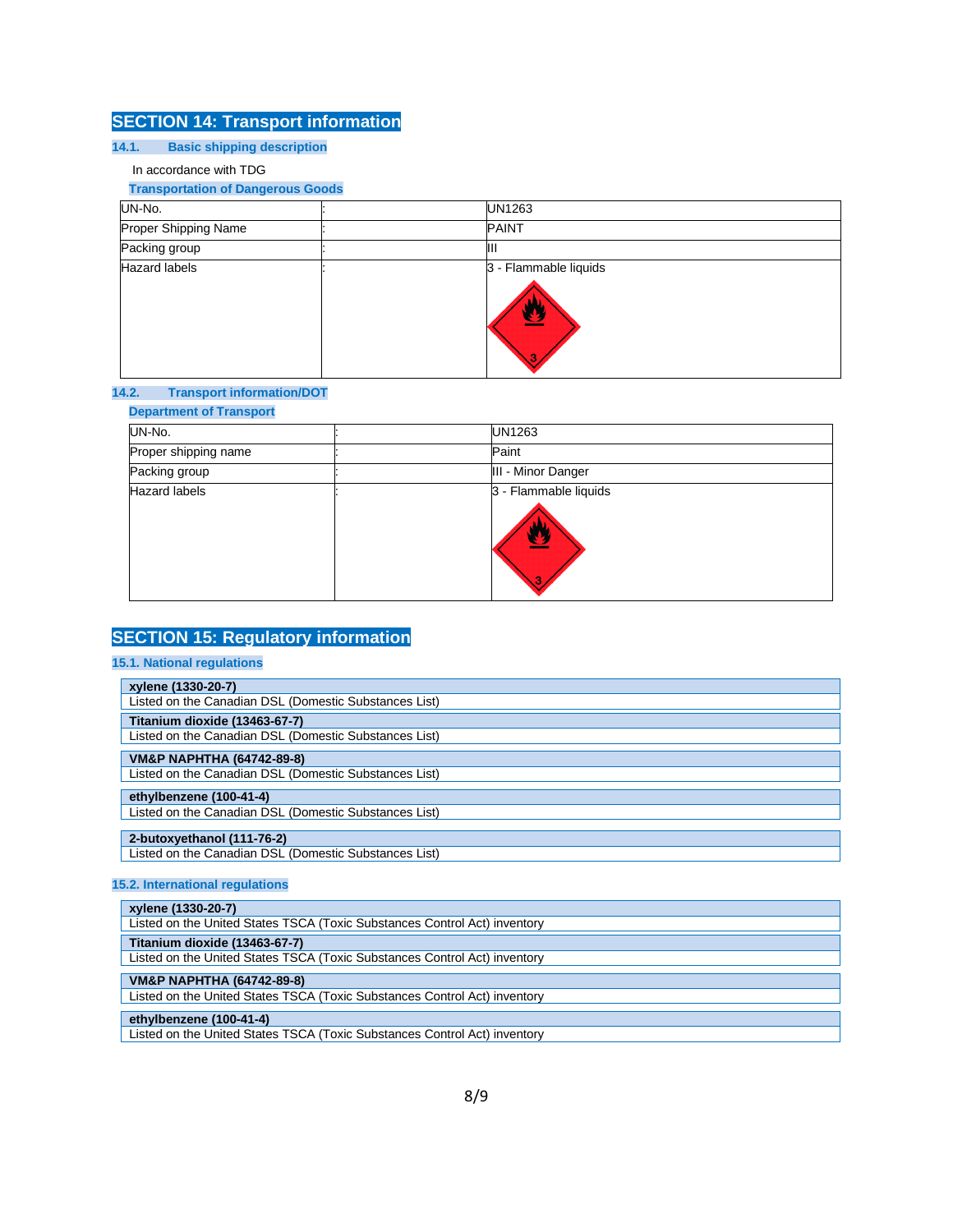## SECTION 14: Transport information

### 14.1. Basic shipping description

In accordance with TDG

**Transportation of Dangerous Goods**

| | | |
|---|---|---|
| UN-No. | : | UN1263 |
| Proper Shipping Name | : | PAINT |
| Packing group | : | III |
| Hazard labels | : | 3 - Flammable liquids |

### 14.2. Transport information/DOT

**Department of Transport**

| | | |
|---|---|---|
| UN-No. | : | UN1263 |
| Proper shipping name | : | Paint |
| Packing group | : | III - Minor Danger |
| Hazard labels | : | 3 - Flammable liquids |

## SECTION 15: Regulatory information

### 15.1. National regulations

**xylene (1330-20-7)**
Listed on the Canadian DSL (Domestic Substances List)

**Titanium dioxide (13463-67-7)**
Listed on the Canadian DSL (Domestic Substances List)

**VM&P NAPHTHA (64742-89-8)**
Listed on the Canadian DSL (Domestic Substances List)

**ethylbenzene (100-41-4)**
Listed on the Canadian DSL (Domestic Substances List)

**2-butoxyethanol (111-76-2)**
Listed on the Canadian DSL (Domestic Substances List)

### 15.2. International regulations

**xylene (1330-20-7)**
Listed on the United States TSCA (Toxic Substances Control Act) inventory

**Titanium dioxide (13463-67-7)**
Listed on the United States TSCA (Toxic Substances Control Act) inventory

**VM&P NAPHTHA (64742-89-8)**
Listed on the United States TSCA (Toxic Substances Control Act) inventory

**ethylbenzene (100-41-4)**
Listed on the United States TSCA (Toxic Substances Control Act) inventory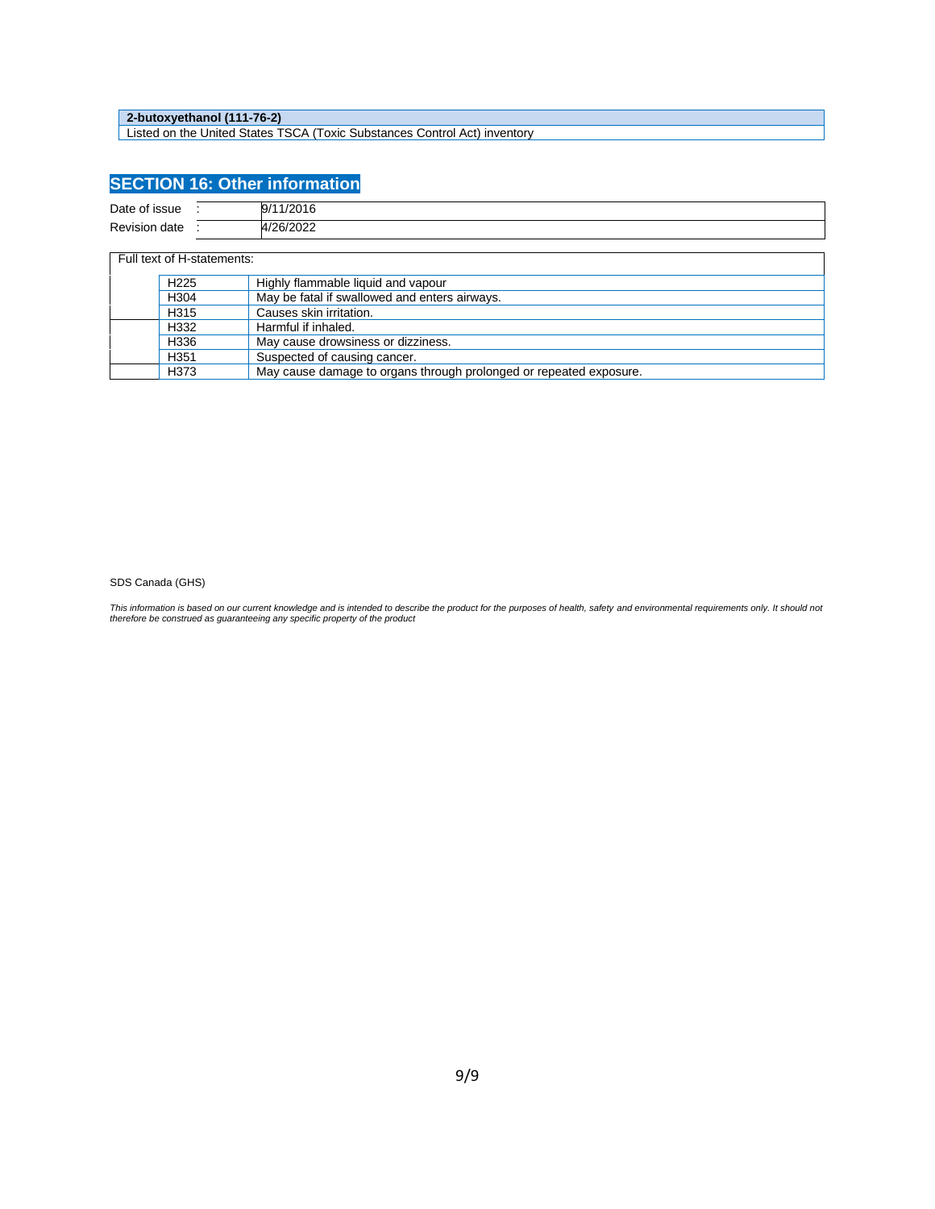| **2-butoxyethanol (111-76-2)** |
| --- |
| Listed on the United States TSCA (Toxic Substances Control Act) inventory |

## SECTION 16: Other information

| | | |
| --- | --- | --- |
| Date of issue | : | 9/11/2016 |
| Revision date | : | 4/26/2022 |

Full text of H-statements:

| | | |
| --- | --- | --- |
| | H225 | Highly flammable liquid and vapour |
| | H304 | May be fatal if swallowed and enters airways. |
| | H315 | Causes skin irritation. |
| | H332 | Harmful if inhaled. |
| | H336 | May cause drowsiness or dizziness. |
| | H351 | Suspected of causing cancer. |
| | H373 | May cause damage to organs through prolonged or repeated exposure. |

SDS Canada (GHS)

*This information is based on our current knowledge and is intended to describe the product for the purposes of health, safety and environmental requirements only. It should not therefore be construed as guaranteeing any specific property of the product*